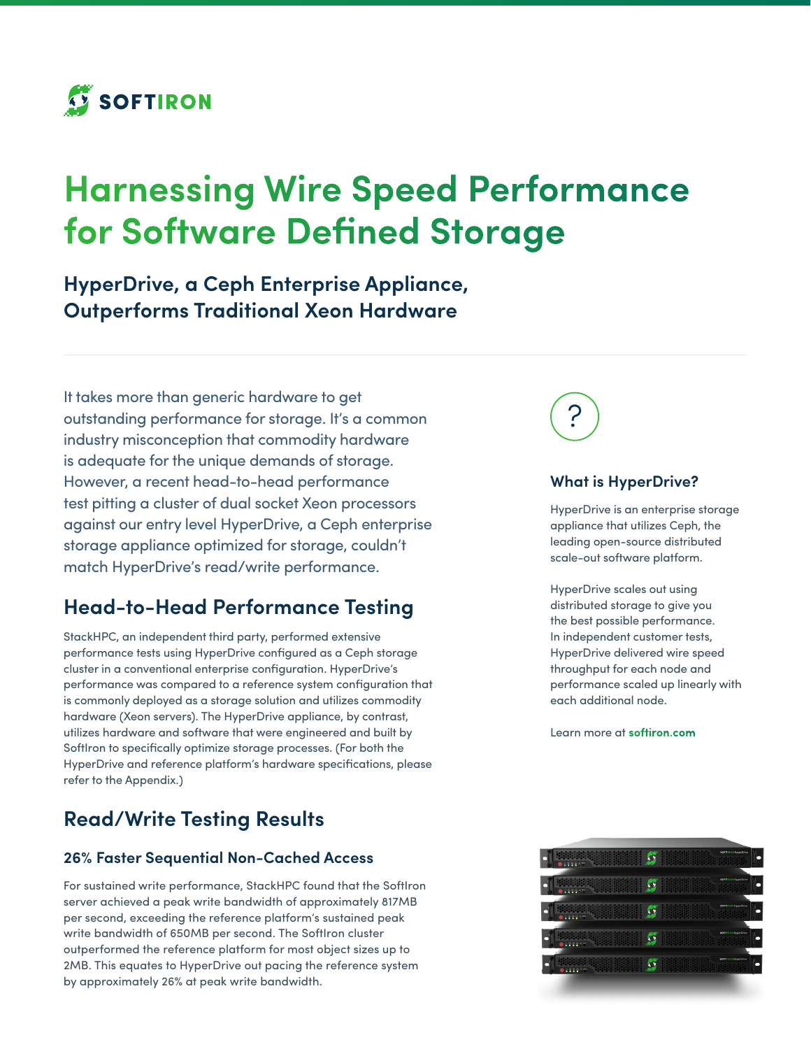SOFTIRON

# Harnessing Wire Speed Performance for Software Defined Storage

## HyperDrive, a Ceph Enterprise Appliance, Outperforms Traditional Xeon Hardware

It takes more than generic hardware to get outstanding performance for storage. It's a common industry misconception that commodity hardware is adequate for the unique demands of storage. However, a recent head-to-head performance test pitting a cluster of dual socket Xeon processors against our entry level HyperDrive, a Ceph enterprise storage appliance optimized for storage, couldn't match HyperDrive's read/write performance.

## Head-to-Head Performance Testing

StackHPC, an independent third party, performed extensive performance tests using HyperDrive configured as a Ceph storage cluster in a conventional enterprise configuration. HyperDrive's performance was compared to a reference system configuration that is commonly deployed as a storage solution and utilizes commodity hardware (Xeon servers). The HyperDrive appliance, by contrast, utilizes hardware and software that were engineered and built by SoftIron to specifically optimize storage processes. (For both the HyperDrive and reference platform's hardware specifications, please refer to the Appendix.)

## Read/Write Testing Results

### 26% Faster Sequential Non-Cached Access

For sustained write performance, StackHPC found that the SoftIron server achieved a peak write bandwidth of approximately 817MB per second, exceeding the reference platform's sustained peak write bandwidth of 650MB per second. The SoftIron cluster outperformed the reference platform for most object sizes up to 2MB. This equates to HyperDrive out pacing the reference system by approximately 26% at peak write bandwidth.

### What is HyperDrive?

HyperDrive is an enterprise storage appliance that utilizes Ceph, the leading open-source distributed scale-out software platform.

HyperDrive scales out using distributed storage to give you the best possible performance. In independent customer tests, HyperDrive delivered wire speed throughput for each node and performance scaled up linearly with each additional node.

Learn more at **softiron.com**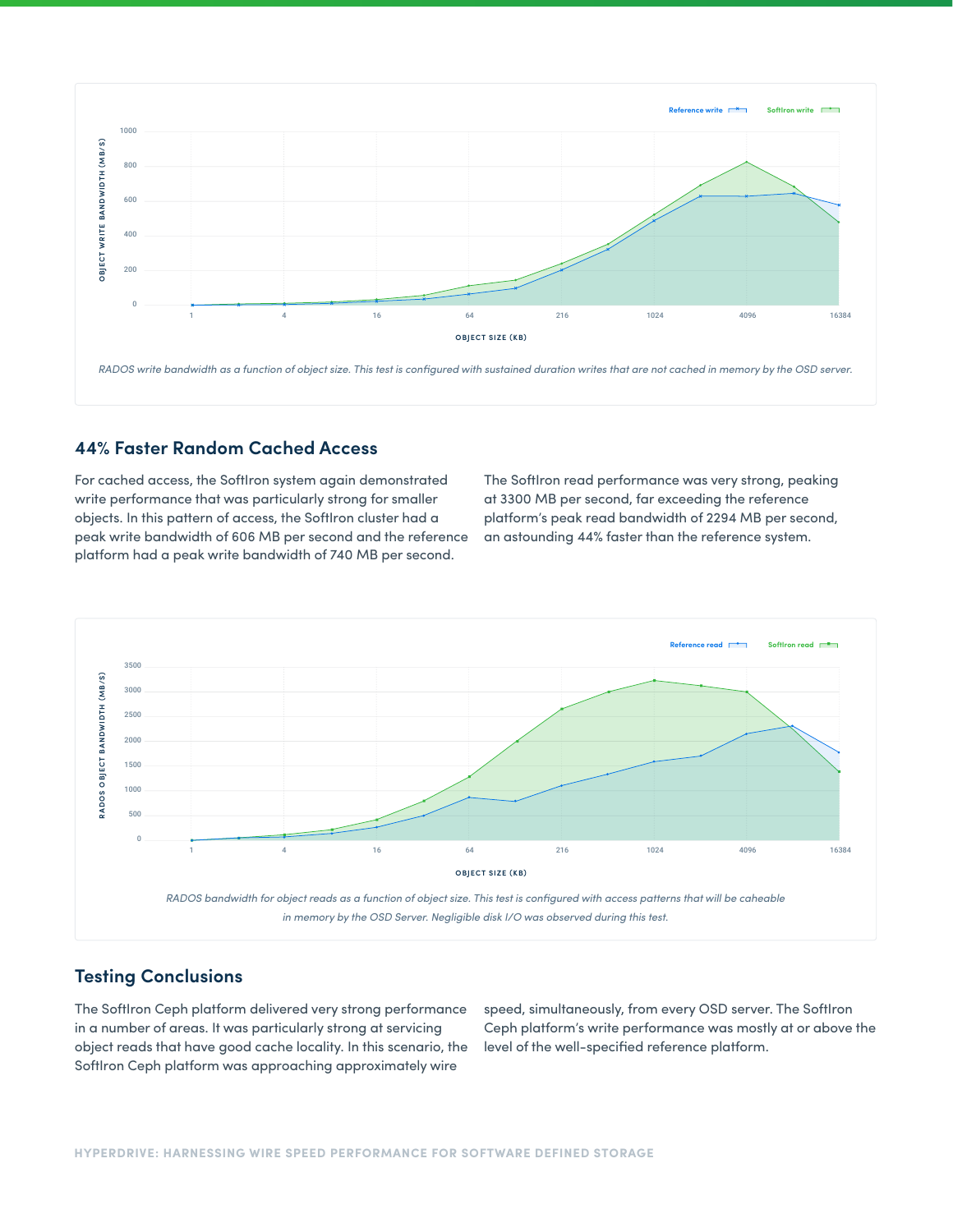Reference write

SoftIron write

OBJECT WRITE BANDWIDTH (MB/S)

1000

800

600

400

200

0

1

4

16

64

216

1024

4096

16384

OBJECT SIZE (KB)

*RADOS write bandwidth as a function of object size. This test is configured with sustained duration writes that are not cached in memory by the OSD server.*

## 44% Faster Random Cached Access

For cached access, the SoftIron system again demonstrated write performance that was particularly strong for smaller objects. In this pattern of access, the SoftIron cluster had a peak write bandwidth of 606 MB per second and the reference platform had a peak write bandwidth of 740 MB per second.

The SoftIron read performance was very strong, peaking at 3300 MB per second, far exceeding the reference platform's peak read bandwidth of 2294 MB per second, an astounding 44% faster than the reference system.

Reference read

SoftIron read

RADOS OBJECT BANDWIDTH (MB/S)

3500

3000

2500

2000

1500

1000

500

0

1

4

16

64

216

1024

4096

16384

OBJECT SIZE (KB)

*RADOS bandwidth for object reads as a function of object size. This test is configured with access patterns that will be caheable in memory by the OSD Server. Negligible disk I/O was observed during this test.*

## Testing Conclusions

The SoftIron Ceph platform delivered very strong performance in a number of areas. It was particularly strong at servicing object reads that have good cache locality. In this scenario, the SoftIron Ceph platform was approaching approximately wire speed, simultaneously, from every OSD server. The SoftIron Ceph platform's write performance was mostly at or above the level of the well-specified reference platform.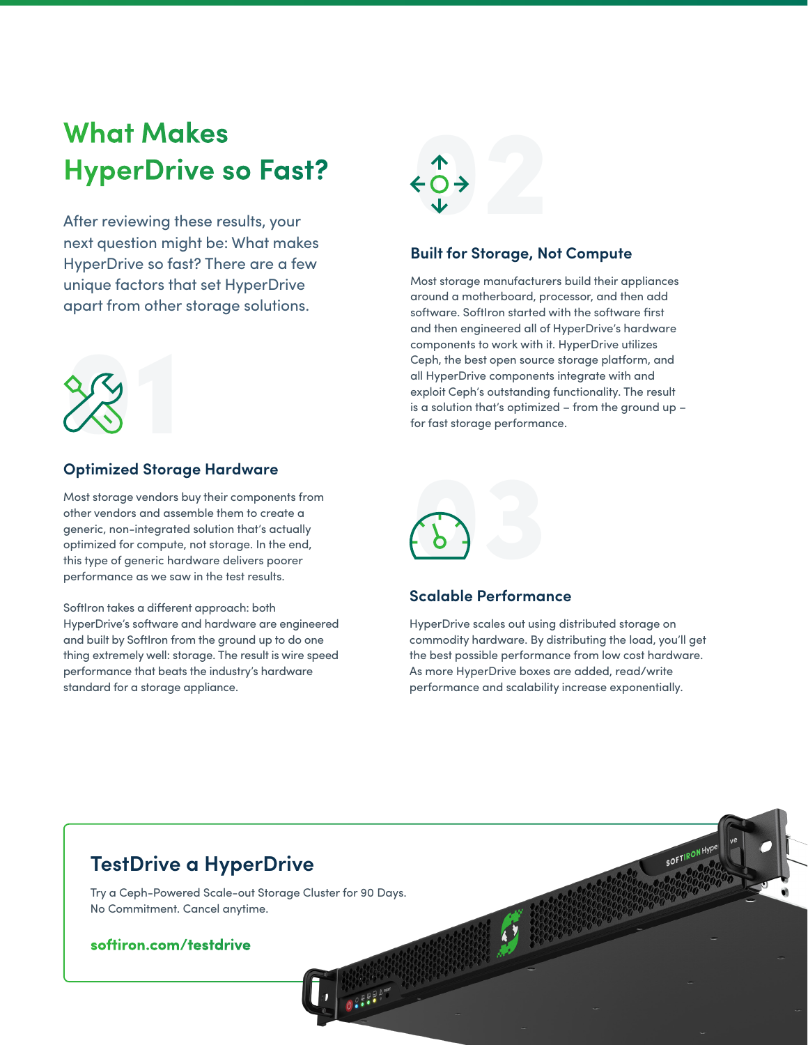# What Makes HyperDrive so Fast?

After reviewing these results, your next question might be: What makes HyperDrive so fast? There are a few unique factors that set HyperDrive apart from other storage solutions.

## 01

### Optimized Storage Hardware

Most storage vendors buy their components from other vendors and assemble them to create a generic, non-integrated solution that's actually optimized for compute, not storage. In the end, this type of generic hardware delivers poorer performance as we saw in the test results.

SoftIron takes a different approach: both HyperDrive's software and hardware are engineered and built by SoftIron from the ground up to do one thing extremely well: storage. The result is wire speed performance that beats the industry's hardware standard for a storage appliance.

## 02

### Built for Storage, Not Compute

Most storage manufacturers build their appliances around a motherboard, processor, and then add software. SoftIron started with the software first and then engineered all of HyperDrive's hardware components to work with it. HyperDrive utilizes Ceph, the best open source storage platform, and all HyperDrive components integrate with and exploit Ceph's outstanding functionality. The result is a solution that's optimized – from the ground up – for fast storage performance.

## 03

### Scalable Performance

HyperDrive scales out using distributed storage on commodity hardware. By distributing the load, you'll get the best possible performance from low cost hardware. As more HyperDrive boxes are added, read/write performance and scalability increase exponentially.

## TestDrive a HyperDrive

Try a Ceph-Powered Scale-out Storage Cluster for 90 Days.
No Commitment. Cancel anytime.

**softiron.com/testdrive**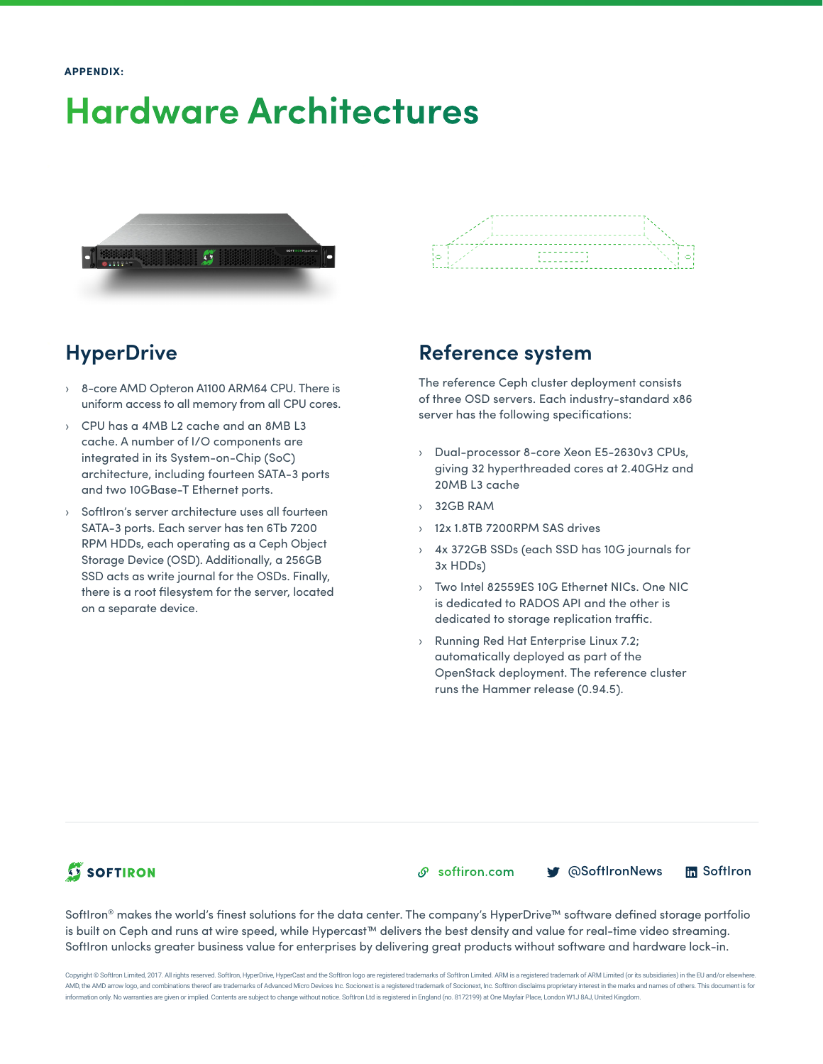APPENDIX:

# Hardware Architectures

## HyperDrive

- 8-core AMD Opteron A1100 ARM64 CPU. There is uniform access to all memory from all CPU cores.
- CPU has a 4MB L2 cache and an 8MB L3 cache. A number of I/O components are integrated in its System-on-Chip (SoC) architecture, including fourteen SATA-3 ports and two 10GBase-T Ethernet ports.
- SoftIron's server architecture uses all fourteen SATA-3 ports. Each server has ten 6Tb 7200 RPM HDDs, each operating as a Ceph Object Storage Device (OSD). Additionally, a 256GB SSD acts as write journal for the OSDs. Finally, there is a root filesystem for the server, located on a separate device.

## Reference system

The reference Ceph cluster deployment consists of three OSD servers. Each industry-standard x86 server has the following specifications:

- Dual-processor 8-core Xeon E5-2630v3 CPUs, giving 32 hyperthreaded cores at 2.40GHz and 20MB L3 cache
- 32GB RAM
- 12x 1.8TB 7200RPM SAS drives
- 4x 372GB SSDs (each SSD has 10G journals for 3x HDDs)
- Two Intel 82559ES 10G Ethernet NICs. One NIC is dedicated to RADOS API and the other is dedicated to storage replication traffic.
- Running Red Hat Enterprise Linux 7.2; automatically deployed as part of the OpenStack deployment. The reference cluster runs the Hammer release (0.94.5).

SOFTIRON

softiron.com @SoftIronNews SoftIron

SoftIron® makes the world's finest solutions for the data center. The company's HyperDrive™ software defined storage portfolio is built on Ceph and runs at wire speed, while Hypercast™ delivers the best density and value for real-time video streaming. SoftIron unlocks greater business value for enterprises by delivering great products without software and hardware lock-in.

Copyright © SoftIron Limited, 2017. All rights reserved. SoftIron, HyperDrive, HyperCast and the SoftIron logo are registered trademarks of SoftIron Limited. ARM is a registered trademark of ARM Limited (or its subsidiaries) in the EU and/or elsewhere. AMD, the AMD arrow logo, and combinations thereof are trademarks of Advanced Micro Devices Inc. Socionext is a registered trademark of Socionext, Inc. SoftIron disclaims proprietary interest in the marks and names of others. This document is for information only. No warranties are given or implied. Contents are subject to change without notice. SoftIron Ltd is registered in England (no. 8172199) at One Mayfair Place, London W1J 8AJ, United Kingdom.